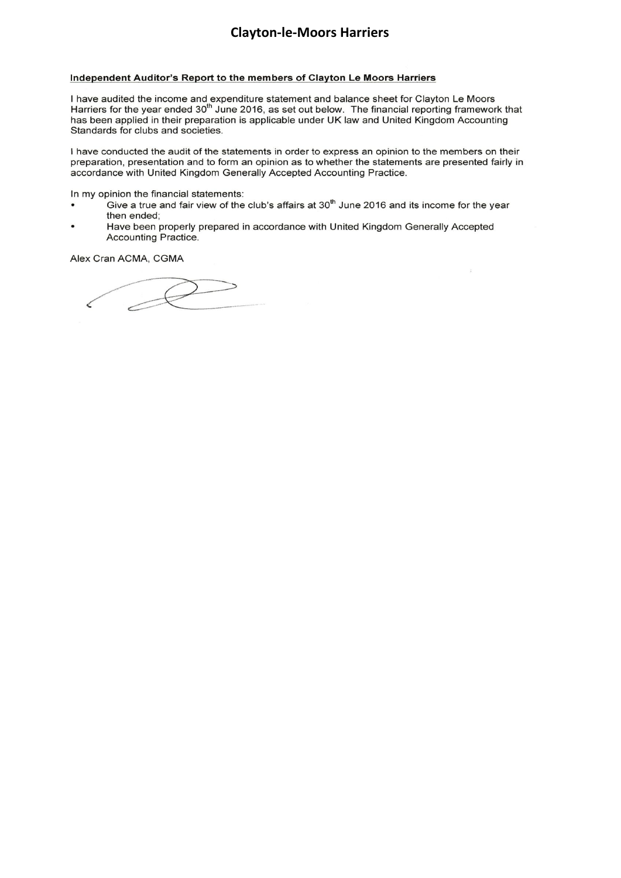# Clayton-le-Moors Harriers

**Independent Auditor's Report to the members of Clayton Le Moors Harriers**

I have audited the income and expenditure statement and balance sheet for Clayton Le Moors Harriers for the year ended 30th June 2016, as set out below. The financial reporting framework that has been applied in their preparation is applicable under UK law and United Kingdom Accounting Standards for clubs and societies.

I have conducted the audit of the statements in order to express an opinion to the members on their preparation, presentation and to form an opinion as to whether the statements are presented fairly in accordance with United Kingdom Generally Accepted Accounting Practice.

In my opinion the financial statements:

- Give a true and fair view of the club's affairs at 30th June 2016 and its income for the year then ended;
- Have been properly prepared in accordance with United Kingdom Generally Accepted Accounting Practice.

Alex Cran ACMA, CGMA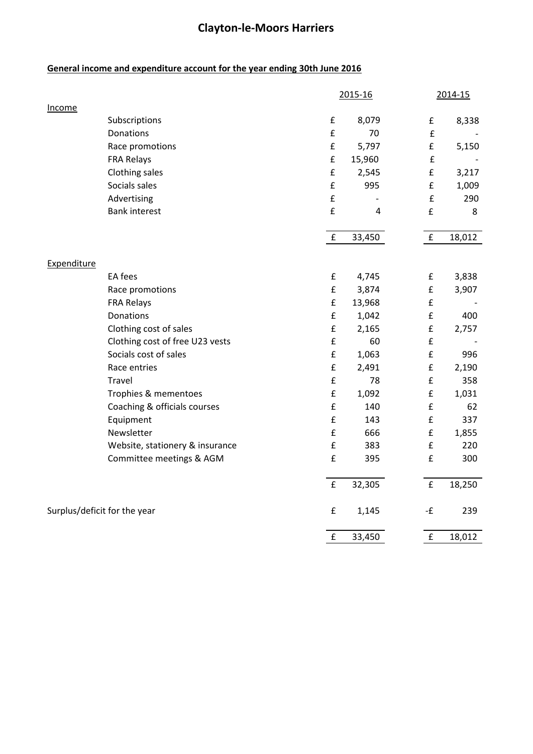# Clayton-le-Moors Harriers

**General income and expenditure account for the year ending 30th June 2016**

| | | 2015-16 | 2014-15 |
|---|---|---|---|
| Income | | | |
| | Subscriptions | £ 8,079 | £ 8,338 |
| | Donations | £ 70 | £ - |
| | Race promotions | £ 5,797 | £ 5,150 |
| | FRA Relays | £ 15,960 | £ - |
| | Clothing sales | £ 2,545 | £ 3,217 |
| | Socials sales | £ 995 | £ 1,009 |
| | Advertising | £ - | £ 290 |
| | Bank interest | £ 4 | £ 8 |
| | | £ 33,450 | £ 18,012 |
| Expenditure | | | |
| | EA fees | £ 4,745 | £ 3,838 |
| | Race promotions | £ 3,874 | £ 3,907 |
| | FRA Relays | £ 13,968 | £ - |
| | Donations | £ 1,042 | £ 400 |
| | Clothing cost of sales | £ 2,165 | £ 2,757 |
| | Clothing cost of free U23 vests | £ 60 | £ - |
| | Socials cost of sales | £ 1,063 | £ 996 |
| | Race entries | £ 2,491 | £ 2,190 |
| | Travel | £ 78 | £ 358 |
| | Trophies & mementoes | £ 1,092 | £ 1,031 |
| | Coaching & officials courses | £ 140 | £ 62 |
| | Equipment | £ 143 | £ 337 |
| | Newsletter | £ 666 | £ 1,855 |
| | Website, stationery & insurance | £ 383 | £ 220 |
| | Committee meetings & AGM | £ 395 | £ 300 |
| | | £ 32,305 | £ 18,250 |
| Surplus/deficit for the year | | £ 1,145 | -£ 239 |
| | | £ 33,450 | £ 18,012 |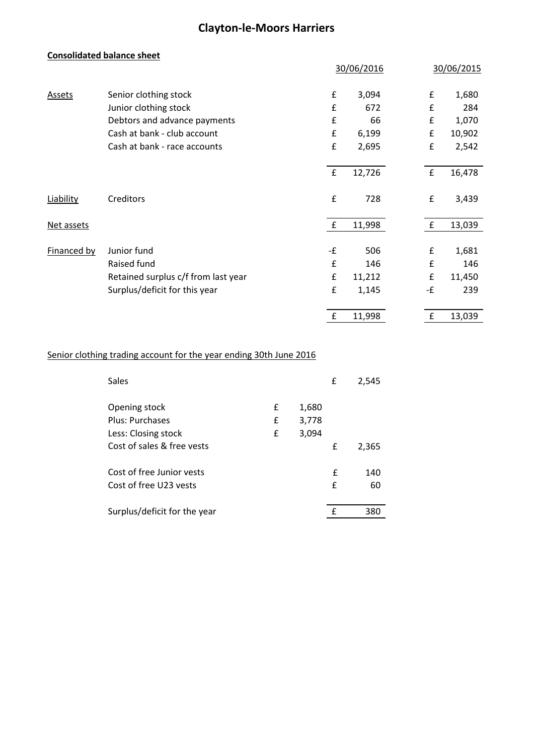# Clayton-le-Moors Harriers

**Consolidated balance sheet**

| | | 30/06/2016 | 30/06/2015 |
|---|---|---|---|
| Assets | Senior clothing stock | £ 3,094 | £ 1,680 |
| | Junior clothing stock | £ 672 | £ 284 |
| | Debtors and advance payments | £ 66 | £ 1,070 |
| | Cash at bank - club account | £ 6,199 | £ 10,902 |
| | Cash at bank - race accounts | £ 2,695 | £ 2,542 |
| | | £ 12,726 | £ 16,478 |
| Liability | Creditors | £ 728 | £ 3,439 |
| Net assets | | £ 11,998 | £ 13,039 |
| Financed by | Junior fund | -£ 506 | £ 1,681 |
| | Raised fund | £ 146 | £ 146 |
| | Retained surplus c/f from last year | £ 11,212 | £ 11,450 |
| | Surplus/deficit for this year | £ 1,145 | -£ 239 |
| | | £ 11,998 | £ 13,039 |

Senior clothing trading account for the year ending 30th June 2016

| | | |
|---|---|---|
| Sales | | £ 2,545 |
| Opening stock | £ 1,680 | |
| Plus: Purchases | £ 3,778 | |
| Less: Closing stock | £ 3,094 | |
| Cost of sales & free vests | | £ 2,365 |
| Cost of free Junior vests | | £ 140 |
| Cost of free U23 vests | | £ 60 |
| Surplus/deficit for the year | | £ 380 |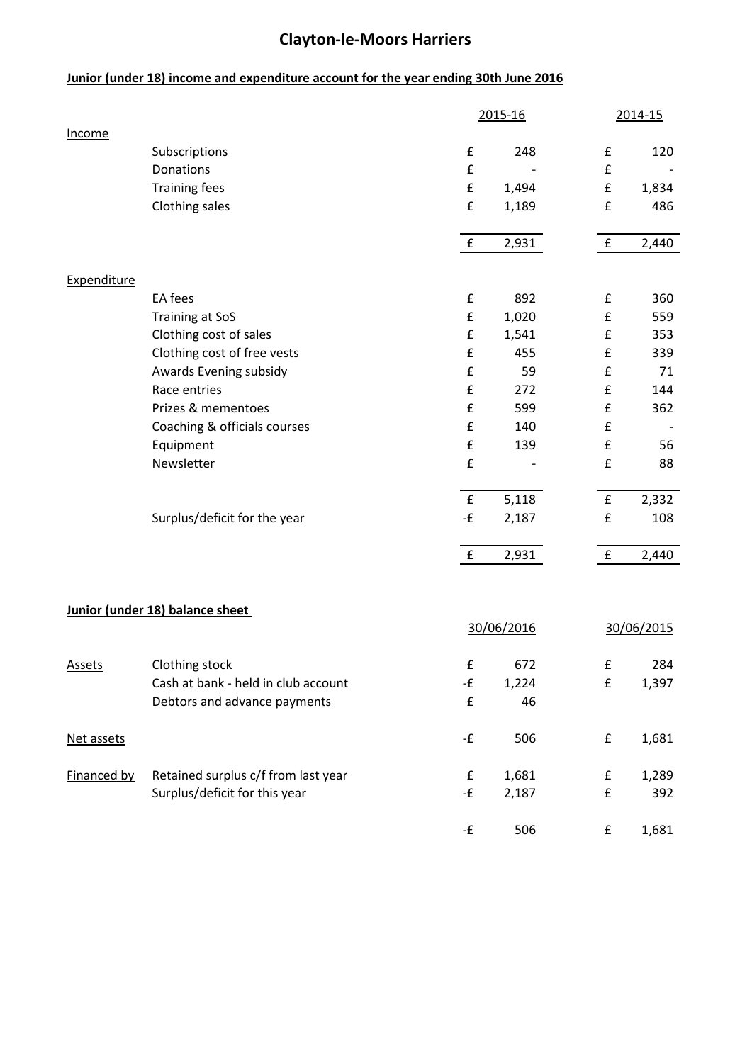# Clayton-le-Moors Harriers

**Junior (under 18) income and expenditure account for the year ending 30th June 2016**

| | | 2015-16 | | 2014-15 | |
|---|---|---|---|---|---|
| Income | | | | | |
| | Subscriptions | £ | 248 | £ | 120 |
| | Donations | £ | - | £ | - |
| | Training fees | £ | 1,494 | £ | 1,834 |
| | Clothing sales | £ | 1,189 | £ | 486 |
| | | £ | 2,931 | £ | 2,440 |
| Expenditure | | | | | |
| | EA fees | £ | 892 | £ | 360 |
| | Training at SoS | £ | 1,020 | £ | 559 |
| | Clothing cost of sales | £ | 1,541 | £ | 353 |
| | Clothing cost of free vests | £ | 455 | £ | 339 |
| | Awards Evening subsidy | £ | 59 | £ | 71 |
| | Race entries | £ | 272 | £ | 144 |
| | Prizes & mementoes | £ | 599 | £ | 362 |
| | Coaching & officials courses | £ | 140 | £ | - |
| | Equipment | £ | 139 | £ | 56 |
| | Newsletter | £ | - | £ | 88 |
| | | £ | 5,118 | £ | 2,332 |
| | Surplus/deficit for the year | -£ | 2,187 | £ | 108 |
| | | £ | 2,931 | £ | 2,440 |

**Junior (under 18) balance sheet**

| | | 30/06/2016 | | 30/06/2015 | |
|---|---|---|---|---|---|
| Assets | Clothing stock | £ | 672 | £ | 284 |
| | Cash at bank - held in club account | -£ | 1,224 | £ | 1,397 |
| | Debtors and advance payments | £ | 46 | | |
| Net assets | | -£ | 506 | £ | 1,681 |
| Financed by | Retained surplus c/f from last year | £ | 1,681 | £ | 1,289 |
| | Surplus/deficit for this year | -£ | 2,187 | £ | 392 |
| | | -£ | 506 | £ | 1,681 |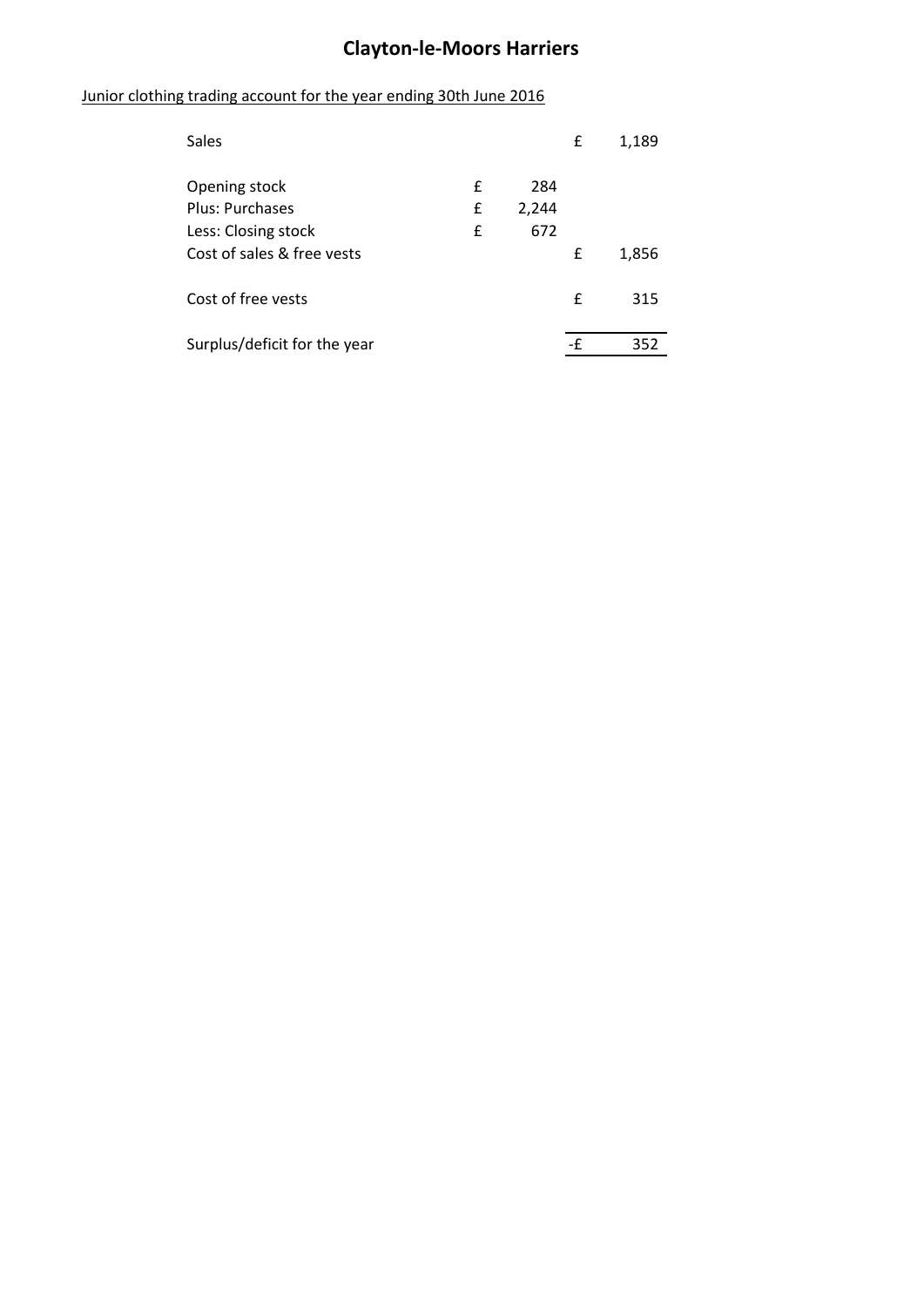# Clayton-le-Moors Harriers

Junior clothing trading account for the year ending 30th June 2016

| | | | | |
|---|---|---|---|---|
| Sales | | | £ | 1,189 |
| | | | | |
| Opening stock | £ | 284 | | |
| Plus: Purchases | £ | 2,244 | | |
| Less: Closing stock | £ | 672 | | |
| Cost of sales & free vests | | | £ | 1,856 |
| | | | | |
| Cost of free vests | | | £ | 315 |
| | | | | |
| Surplus/deficit for the year | | | -£ | 352 |